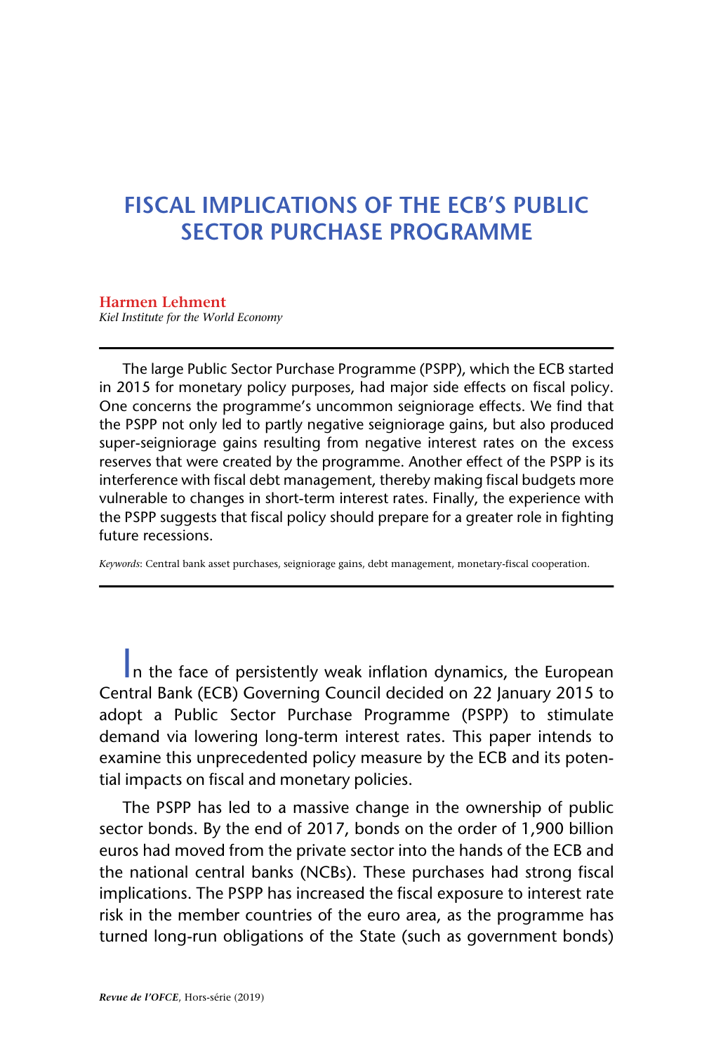# FISCAL IMPLICATIONS OF THE ECB'S PUBLIC SECTOR PURCHASE PROGRAMME

**Harmen Lehment**
*Kiel Institute for the World Economy*

---

The large Public Sector Purchase Programme (PSPP), which the ECB started in 2015 for monetary policy purposes, had major side effects on fiscal policy. One concerns the programme's uncommon seigniorage effects. We find that the PSPP not only led to partly negative seigniorage gains, but also produced super-seigniorage gains resulting from negative interest rates on the excess reserves that were created by the programme. Another effect of the PSPP is its interference with fiscal debt management, thereby making fiscal budgets more vulnerable to changes in short-term interest rates. Finally, the experience with the PSPP suggests that fiscal policy should prepare for a greater role in fighting future recessions.

*Keywords*: Central bank asset purchases, seigniorage gains, debt management, monetary-fiscal cooperation.

---

In the face of persistently weak inflation dynamics, the European Central Bank (ECB) Governing Council decided on 22 January 2015 to adopt a Public Sector Purchase Programme (PSPP) to stimulate demand via lowering long-term interest rates. This paper intends to examine this unprecedented policy measure by the ECB and its potential impacts on fiscal and monetary policies.

The PSPP has led to a massive change in the ownership of public sector bonds. By the end of 2017, bonds on the order of 1,900 billion euros had moved from the private sector into the hands of the ECB and the national central banks (NCBs). These purchases had strong fiscal implications. The PSPP has increased the fiscal exposure to interest rate risk in the member countries of the euro area, as the programme has turned long-run obligations of the State (such as government bonds)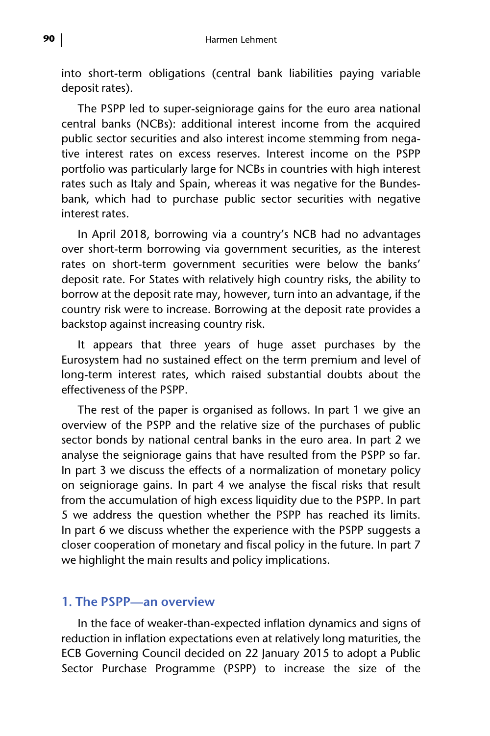into short-term obligations (central bank liabilities paying variable deposit rates).

The PSPP led to super-seigniorage gains for the euro area national central banks (NCBs): additional interest income from the acquired public sector securities and also interest income stemming from negative interest rates on excess reserves. Interest income on the PSPP portfolio was particularly large for NCBs in countries with high interest rates such as Italy and Spain, whereas it was negative for the Bundesbank, which had to purchase public sector securities with negative interest rates.

In April 2018, borrowing via a country's NCB had no advantages over short-term borrowing via government securities, as the interest rates on short-term government securities were below the banks' deposit rate. For States with relatively high country risks, the ability to borrow at the deposit rate may, however, turn into an advantage, if the country risk were to increase. Borrowing at the deposit rate provides a backstop against increasing country risk.

It appears that three years of huge asset purchases by the Eurosystem had no sustained effect on the term premium and level of long-term interest rates, which raised substantial doubts about the effectiveness of the PSPP.

The rest of the paper is organised as follows. In part 1 we give an overview of the PSPP and the relative size of the purchases of public sector bonds by national central banks in the euro area. In part 2 we analyse the seigniorage gains that have resulted from the PSPP so far. In part 3 we discuss the effects of a normalization of monetary policy on seigniorage gains. In part 4 we analyse the fiscal risks that result from the accumulation of high excess liquidity due to the PSPP. In part 5 we address the question whether the PSPP has reached its limits. In part 6 we discuss whether the experience with the PSPP suggests a closer cooperation of monetary and fiscal policy in the future. In part 7 we highlight the main results and policy implications.

## 1. The PSPP—an overview

In the face of weaker-than-expected inflation dynamics and signs of reduction in inflation expectations even at relatively long maturities, the ECB Governing Council decided on 22 January 2015 to adopt a Public Sector Purchase Programme (PSPP) to increase the size of the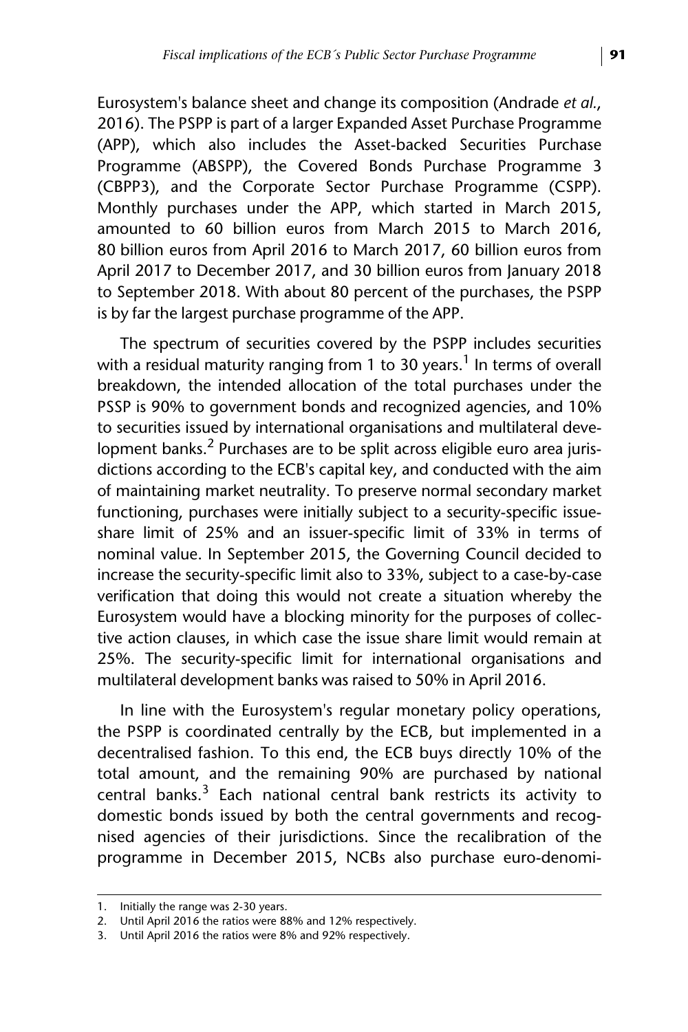Eurosystem's balance sheet and change its composition (Andrade *et al.*, 2016). The PSPP is part of a larger Expanded Asset Purchase Programme (APP), which also includes the Asset-backed Securities Purchase Programme (ABSPP), the Covered Bonds Purchase Programme 3 (CBPP3), and the Corporate Sector Purchase Programme (CSPP). Monthly purchases under the APP, which started in March 2015, amounted to 60 billion euros from March 2015 to March 2016, 80 billion euros from April 2016 to March 2017, 60 billion euros from April 2017 to December 2017, and 30 billion euros from January 2018 to September 2018. With about 80 percent of the purchases, the PSPP is by far the largest purchase programme of the APP.

The spectrum of securities covered by the PSPP includes securities with a residual maturity ranging from 1 to 30 years.[1] In terms of overall breakdown, the intended allocation of the total purchases under the PSSP is 90% to government bonds and recognized agencies, and 10% to securities issued by international organisations and multilateral development banks.[2] Purchases are to be split across eligible euro area jurisdictions according to the ECB's capital key, and conducted with the aim of maintaining market neutrality. To preserve normal secondary market functioning, purchases were initially subject to a security-specific issue-share limit of 25% and an issuer-specific limit of 33% in terms of nominal value. In September 2015, the Governing Council decided to increase the security-specific limit also to 33%, subject to a case-by-case verification that doing this would not create a situation whereby the Eurosystem would have a blocking minority for the purposes of collective action clauses, in which case the issue share limit would remain at 25%. The security-specific limit for international organisations and multilateral development banks was raised to 50% in April 2016.

In line with the Eurosystem's regular monetary policy operations, the PSPP is coordinated centrally by the ECB, but implemented in a decentralised fashion. To this end, the ECB buys directly 10% of the total amount, and the remaining 90% are purchased by national central banks.[3] Each national central bank restricts its activity to domestic bonds issued by both the central governments and recognised agencies of their jurisdictions. Since the recalibration of the programme in December 2015, NCBs also purchase euro-denomi-

---

1. Initially the range was 2-30 years.
2. Until April 2016 the ratios were 88% and 12% respectively.
3. Until April 2016 the ratios were 8% and 92% respectively.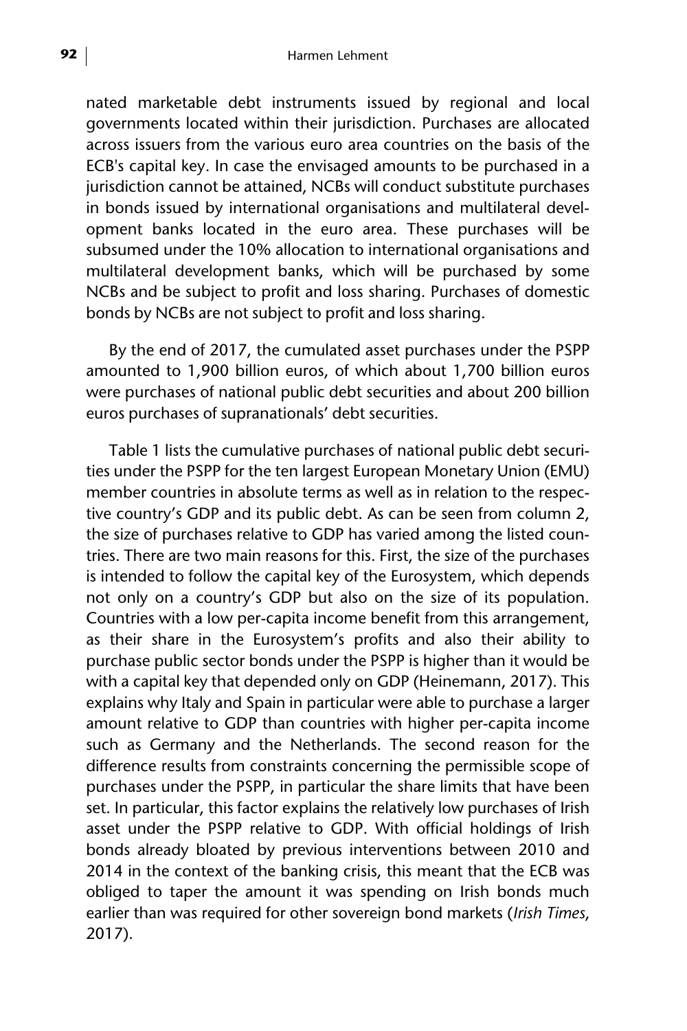nated marketable debt instruments issued by regional and local governments located within their jurisdiction. Purchases are allocated across issuers from the various euro area countries on the basis of the ECB's capital key. In case the envisaged amounts to be purchased in a jurisdiction cannot be attained, NCBs will conduct substitute purchases in bonds issued by international organisations and multilateral development banks located in the euro area. These purchases will be subsumed under the 10% allocation to international organisations and multilateral development banks, which will be purchased by some NCBs and be subject to profit and loss sharing. Purchases of domestic bonds by NCBs are not subject to profit and loss sharing.

By the end of 2017, the cumulated asset purchases under the PSPP amounted to 1,900 billion euros, of which about 1,700 billion euros were purchases of national public debt securities and about 200 billion euros purchases of supranationals' debt securities.

Table 1 lists the cumulative purchases of national public debt securities under the PSPP for the ten largest European Monetary Union (EMU) member countries in absolute terms as well as in relation to the respective country's GDP and its public debt. As can be seen from column 2, the size of purchases relative to GDP has varied among the listed countries. There are two main reasons for this. First, the size of the purchases is intended to follow the capital key of the Eurosystem, which depends not only on a country's GDP but also on the size of its population. Countries with a low per-capita income benefit from this arrangement, as their share in the Eurosystem's profits and also their ability to purchase public sector bonds under the PSPP is higher than it would be with a capital key that depended only on GDP (Heinemann, 2017). This explains why Italy and Spain in particular were able to purchase a larger amount relative to GDP than countries with higher per-capita income such as Germany and the Netherlands. The second reason for the difference results from constraints concerning the permissible scope of purchases under the PSPP, in particular the share limits that have been set. In particular, this factor explains the relatively low purchases of Irish asset under the PSPP relative to GDP. With official holdings of Irish bonds already bloated by previous interventions between 2010 and 2014 in the context of the banking crisis, this meant that the ECB was obliged to taper the amount it was spending on Irish bonds much earlier than was required for other sovereign bond markets (*Irish Times*, 2017).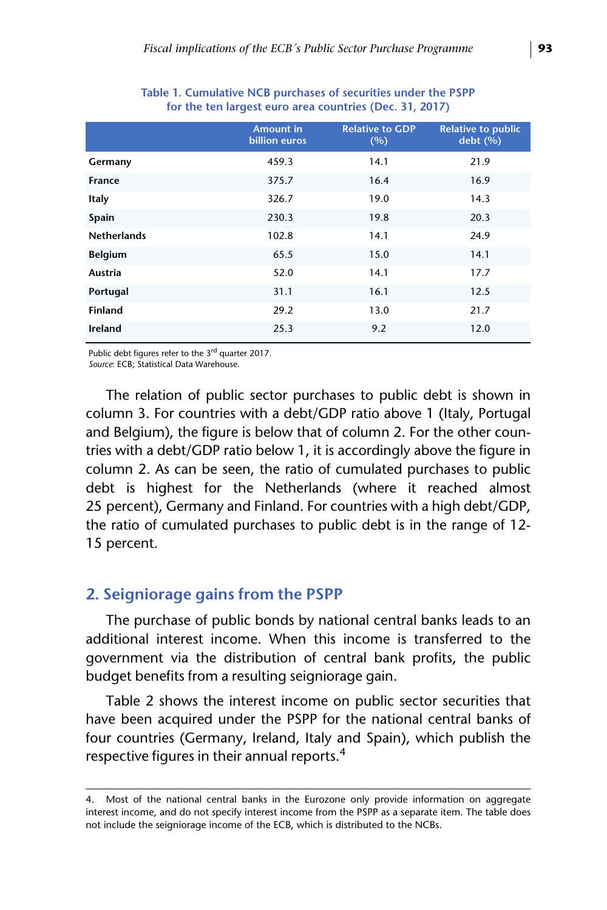**Table 1. Cumulative NCB purchases of securities under the PSPP for the ten largest euro area countries (Dec. 31, 2017)**

| | Amount in billion euros | Relative to GDP (%) | Relative to public debt (%) |
|---|---|---|---|
| **Germany** | 459.3 | 14.1 | 21.9 |
| **France** | 375.7 | 16.4 | 16.9 |
| **Italy** | 326.7 | 19.0 | 14.3 |
| **Spain** | 230.3 | 19.8 | 20.3 |
| **Netherlands** | 102.8 | 14.1 | 24.9 |
| **Belgium** | 65.5 | 15.0 | 14.1 |
| **Austria** | 52.0 | 14.1 | 17.7 |
| **Portugal** | 31.1 | 16.1 | 12.5 |
| **Finland** | 29.2 | 13.0 | 21.7 |
| **Ireland** | 25.3 | 9.2 | 12.0 |

Public debt figures refer to the 3rd quarter 2017.
*Source*: ECB; Statistical Data Warehouse.

The relation of public sector purchases to public debt is shown in column 3. For countries with a debt/GDP ratio above 1 (Italy, Portugal and Belgium), the figure is below that of column 2. For the other countries with a debt/GDP ratio below 1, it is accordingly above the figure in column 2. As can be seen, the ratio of cumulated purchases to public debt is highest for the Netherlands (where it reached almost 25 percent), Germany and Finland. For countries with a high debt/GDP, the ratio of cumulated purchases to public debt is in the range of 12-15 percent.

## 2. Seigniorage gains from the PSPP

The purchase of public bonds by national central banks leads to an additional interest income. When this income is transferred to the government via the distribution of central bank profits, the public budget benefits from a resulting seigniorage gain.

Table 2 shows the interest income on public sector securities that have been acquired under the PSPP for the national central banks of four countries (Germany, Ireland, Italy and Spain), which publish the respective figures in their annual reports.[4]

---

4. Most of the national central banks in the Eurozone only provide information on aggregate interest income, and do not specify interest income from the PSPP as a separate item. The table does not include the seigniorage income of the ECB, which is distributed to the NCBs.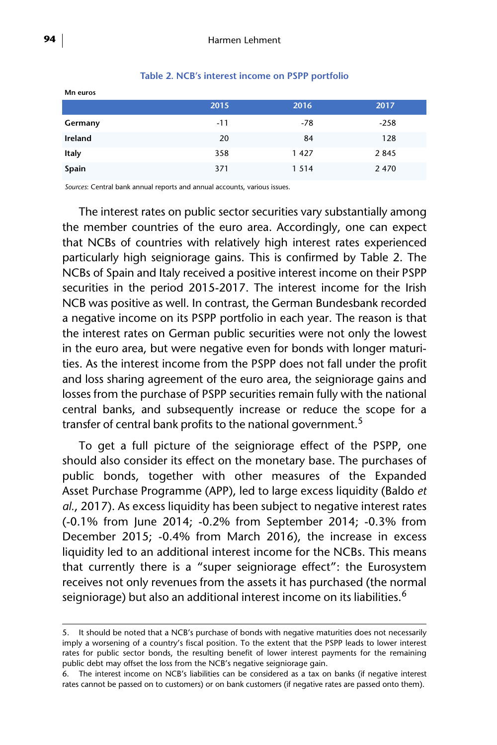Table 2. NCB's interest income on PSPP portfolio

Mn euros

| | 2015 | 2016 | 2017 |
|---|---|---|---|
| **Germany** | -11 | -78 | -258 |
| **Ireland** | 20 | 84 | 128 |
| **Italy** | 358 | 1 427 | 2 845 |
| **Spain** | 371 | 1 514 | 2 470 |

*Sources*: Central bank annual reports and annual accounts, various issues.

The interest rates on public sector securities vary substantially among the member countries of the euro area. Accordingly, one can expect that NCBs of countries with relatively high interest rates experienced particularly high seigniorage gains. This is confirmed by Table 2. The NCBs of Spain and Italy received a positive interest income on their PSPP securities in the period 2015-2017. The interest income for the Irish NCB was positive as well. In contrast, the German Bundesbank recorded a negative income on its PSPP portfolio in each year. The reason is that the interest rates on German public securities were not only the lowest in the euro area, but were negative even for bonds with longer maturities. As the interest income from the PSPP does not fall under the profit and loss sharing agreement of the euro area, the seigniorage gains and losses from the purchase of PSPP securities remain fully with the national central banks, and subsequently increase or reduce the scope for a transfer of central bank profits to the national government.[5]

To get a full picture of the seigniorage effect of the PSPP, one should also consider its effect on the monetary base. The purchases of public bonds, together with other measures of the Expanded Asset Purchase Programme (APP), led to large excess liquidity (Baldo *et al.*, 2017). As excess liquidity has been subject to negative interest rates (-0.1% from June 2014; -0.2% from September 2014; -0.3% from December 2015; -0.4% from March 2016), the increase in excess liquidity led to an additional interest income for the NCBs. This means that currently there is a "super seigniorage effect": the Eurosystem receives not only revenues from the assets it has purchased (the normal seigniorage) but also an additional interest income on its liabilities.[6]

5. It should be noted that a NCB's purchase of bonds with negative maturities does not necessarily imply a worsening of a country's fiscal position. To the extent that the PSPP leads to lower interest rates for public sector bonds, the resulting benefit of lower interest payments for the remaining public debt may offset the loss from the NCB's negative seigniorage gain.

6. The interest income on NCB's liabilities can be considered as a tax on banks (if negative interest rates cannot be passed on to customers) or on bank customers (if negative rates are passed onto them).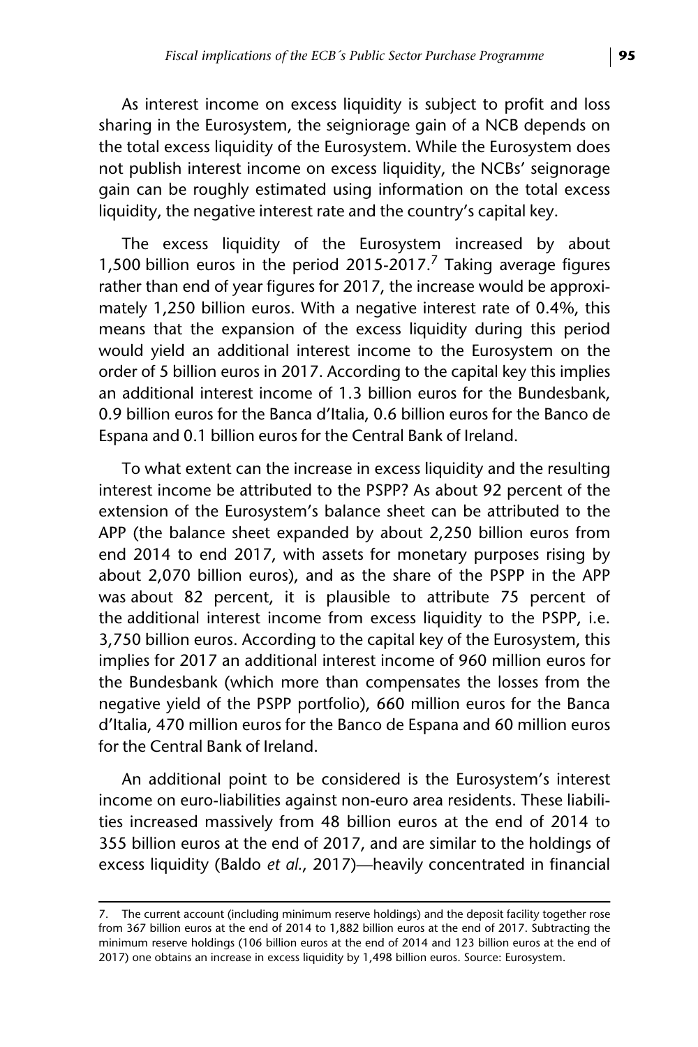As interest income on excess liquidity is subject to profit and loss sharing in the Eurosystem, the seigniorage gain of a NCB depends on the total excess liquidity of the Eurosystem. While the Eurosystem does not publish interest income on excess liquidity, the NCBs' seignorage gain can be roughly estimated using information on the total excess liquidity, the negative interest rate and the country's capital key.

The excess liquidity of the Eurosystem increased by about 1,500 billion euros in the period 2015-2017.[7] Taking average figures rather than end of year figures for 2017, the increase would be approximately 1,250 billion euros. With a negative interest rate of 0.4%, this means that the expansion of the excess liquidity during this period would yield an additional interest income to the Eurosystem on the order of 5 billion euros in 2017. According to the capital key this implies an additional interest income of 1.3 billion euros for the Bundesbank, 0.9 billion euros for the Banca d'Italia, 0.6 billion euros for the Banco de Espana and 0.1 billion euros for the Central Bank of Ireland.

To what extent can the increase in excess liquidity and the resulting interest income be attributed to the PSPP? As about 92 percent of the extension of the Eurosystem's balance sheet can be attributed to the APP (the balance sheet expanded by about 2,250 billion euros from end 2014 to end 2017, with assets for monetary purposes rising by about 2,070 billion euros), and as the share of the PSPP in the APP was about 82 percent, it is plausible to attribute 75 percent of the additional interest income from excess liquidity to the PSPP, i.e. 3,750 billion euros. According to the capital key of the Eurosystem, this implies for 2017 an additional interest income of 960 million euros for the Bundesbank (which more than compensates the losses from the negative yield of the PSPP portfolio), 660 million euros for the Banca d'Italia, 470 million euros for the Banco de Espana and 60 million euros for the Central Bank of Ireland.

An additional point to be considered is the Eurosystem's interest income on euro-liabilities against non-euro area residents. These liabilities increased massively from 48 billion euros at the end of 2014 to 355 billion euros at the end of 2017, and are similar to the holdings of excess liquidity (Baldo *et al.*, 2017)—heavily concentrated in financial

---

7. The current account (including minimum reserve holdings) and the deposit facility together rose from 367 billion euros at the end of 2014 to 1,882 billion euros at the end of 2017. Subtracting the minimum reserve holdings (106 billion euros at the end of 2014 and 123 billion euros at the end of 2017) one obtains an increase in excess liquidity by 1,498 billion euros. Source: Eurosystem.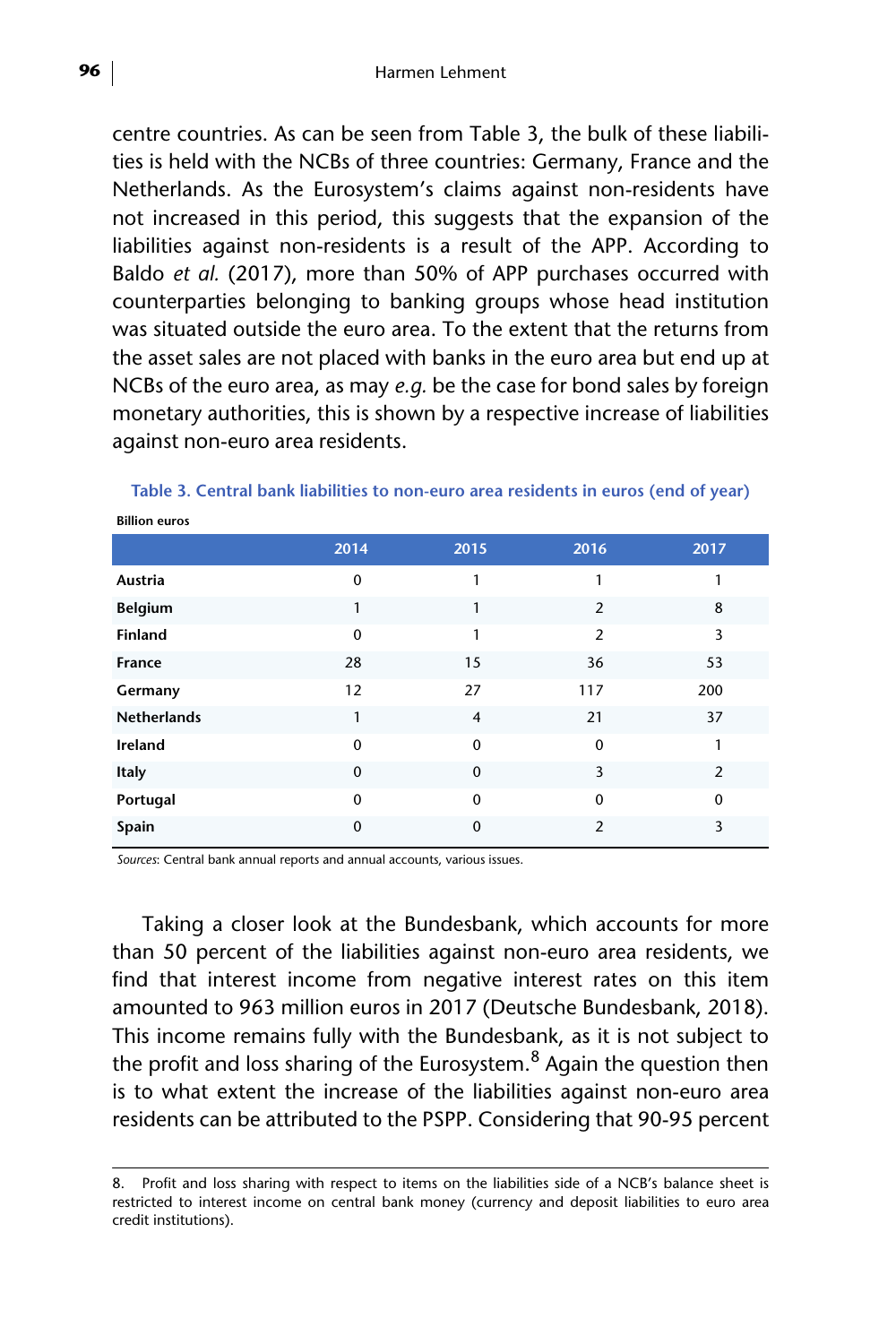centre countries. As can be seen from Table 3, the bulk of these liabilities is held with the NCBs of three countries: Germany, France and the Netherlands. As the Eurosystem's claims against non-residents have not increased in this period, this suggests that the expansion of the liabilities against non-residents is a result of the APP. According to Baldo *et al.* (2017), more than 50% of APP purchases occurred with counterparties belonging to banking groups whose head institution was situated outside the euro area. To the extent that the returns from the asset sales are not placed with banks in the euro area but end up at NCBs of the euro area, as may *e.g.* be the case for bond sales by foreign monetary authorities, this is shown by a respective increase of liabilities against non-euro area residents.

**Table 3. Central bank liabilities to non-euro area residents in euros (end of year)**

**Billion euros**

| | 2014 | 2015 | 2016 | 2017 |
|---|---|---|---|---|
| **Austria** | 0 | 1 | 1 | 1 |
| **Belgium** | 1 | 1 | 2 | 8 |
| **Finland** | 0 | 1 | 2 | 3 |
| **France** | 28 | 15 | 36 | 53 |
| **Germany** | 12 | 27 | 117 | 200 |
| **Netherlands** | 1 | 4 | 21 | 37 |
| **Ireland** | 0 | 0 | 0 | 1 |
| **Italy** | 0 | 0 | 3 | 2 |
| **Portugal** | 0 | 0 | 0 | 0 |
| **Spain** | 0 | 0 | 2 | 3 |

*Sources*: Central bank annual reports and annual accounts, various issues.

Taking a closer look at the Bundesbank, which accounts for more than 50 percent of the liabilities against non-euro area residents, we find that interest income from negative interest rates on this item amounted to 963 million euros in 2017 (Deutsche Bundesbank, 2018). This income remains fully with the Bundesbank, as it is not subject to the profit and loss sharing of the Eurosystem.[8] Again the question then is to what extent the increase of the liabilities against non-euro area residents can be attributed to the PSPP. Considering that 90-95 percent

8. Profit and loss sharing with respect to items on the liabilities side of a NCB's balance sheet is restricted to interest income on central bank money (currency and deposit liabilities to euro area credit institutions).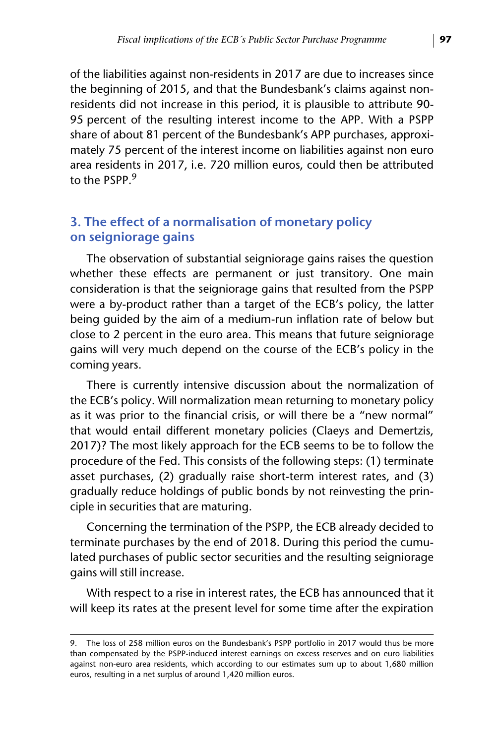of the liabilities against non-residents in 2017 are due to increases since the beginning of 2015, and that the Bundesbank's claims against non-residents did not increase in this period, it is plausible to attribute 90-95 percent of the resulting interest income to the APP. With a PSPP share of about 81 percent of the Bundesbank's APP purchases, approximately 75 percent of the interest income on liabilities against non euro area residents in 2017, i.e. 720 million euros, could then be attributed to the PSPP.[9]

## 3. The effect of a normalisation of monetary policy on seigniorage gains

The observation of substantial seigniorage gains raises the question whether these effects are permanent or just transitory. One main consideration is that the seigniorage gains that resulted from the PSPP were a by-product rather than a target of the ECB's policy, the latter being guided by the aim of a medium-run inflation rate of below but close to 2 percent in the euro area. This means that future seigniorage gains will very much depend on the course of the ECB's policy in the coming years.

There is currently intensive discussion about the normalization of the ECB's policy. Will normalization mean returning to monetary policy as it was prior to the financial crisis, or will there be a "new normal" that would entail different monetary policies (Claeys and Demertzis, 2017)? The most likely approach for the ECB seems to be to follow the procedure of the Fed. This consists of the following steps: (1) terminate asset purchases, (2) gradually raise short-term interest rates, and (3) gradually reduce holdings of public bonds by not reinvesting the principle in securities that are maturing.

Concerning the termination of the PSPP, the ECB already decided to terminate purchases by the end of 2018. During this period the cumulated purchases of public sector securities and the resulting seigniorage gains will still increase.

With respect to a rise in interest rates, the ECB has announced that it will keep its rates at the present level for some time after the expiration

---

9. The loss of 258 million euros on the Bundesbank's PSPP portfolio in 2017 would thus be more than compensated by the PSPP-induced interest earnings on excess reserves and on euro liabilities against non-euro area residents, which according to our estimates sum up to about 1,680 million euros, resulting in a net surplus of around 1,420 million euros.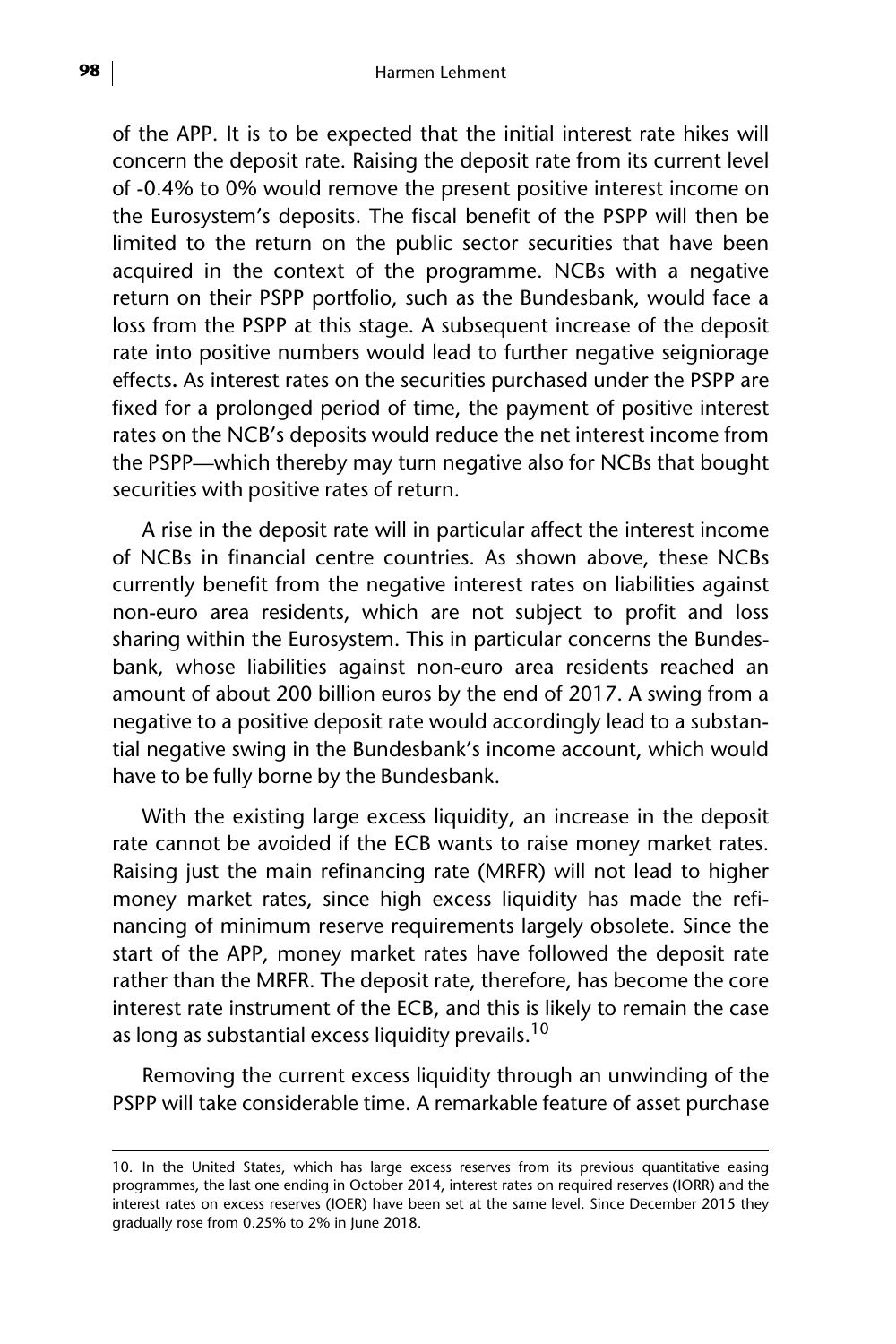of the APP. It is to be expected that the initial interest rate hikes will concern the deposit rate. Raising the deposit rate from its current level of -0.4% to 0% would remove the present positive interest income on the Eurosystem's deposits. The fiscal benefit of the PSPP will then be limited to the return on the public sector securities that have been acquired in the context of the programme. NCBs with a negative return on their PSPP portfolio, such as the Bundesbank, would face a loss from the PSPP at this stage. A subsequent increase of the deposit rate into positive numbers would lead to further negative seigniorage effects. As interest rates on the securities purchased under the PSPP are fixed for a prolonged period of time, the payment of positive interest rates on the NCB's deposits would reduce the net interest income from the PSPP—which thereby may turn negative also for NCBs that bought securities with positive rates of return.

A rise in the deposit rate will in particular affect the interest income of NCBs in financial centre countries. As shown above, these NCBs currently benefit from the negative interest rates on liabilities against non-euro area residents, which are not subject to profit and loss sharing within the Eurosystem. This in particular concerns the Bundesbank, whose liabilities against non-euro area residents reached an amount of about 200 billion euros by the end of 2017. A swing from a negative to a positive deposit rate would accordingly lead to a substantial negative swing in the Bundesbank's income account, which would have to be fully borne by the Bundesbank.

With the existing large excess liquidity, an increase in the deposit rate cannot be avoided if the ECB wants to raise money market rates. Raising just the main refinancing rate (MRFR) will not lead to higher money market rates, since high excess liquidity has made the refinancing of minimum reserve requirements largely obsolete. Since the start of the APP, money market rates have followed the deposit rate rather than the MRFR. The deposit rate, therefore, has become the core interest rate instrument of the ECB, and this is likely to remain the case as long as substantial excess liquidity prevails.[10]

Removing the current excess liquidity through an unwinding of the PSPP will take considerable time. A remarkable feature of asset purchase

10. In the United States, which has large excess reserves from its previous quantitative easing programmes, the last one ending in October 2014, interest rates on required reserves (IORR) and the interest rates on excess reserves (IOER) have been set at the same level. Since December 2015 they gradually rose from 0.25% to 2% in June 2018.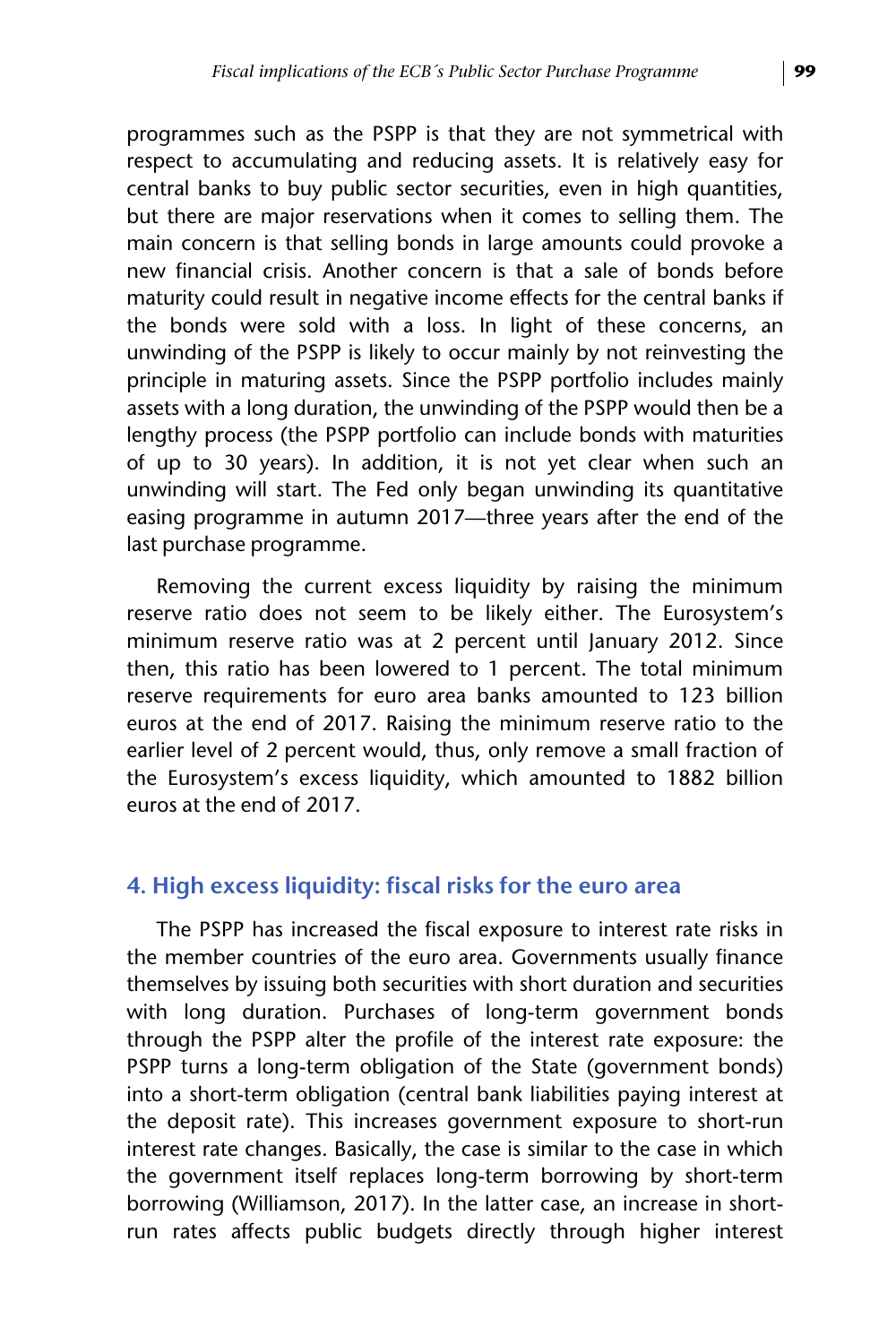programmes such as the PSPP is that they are not symmetrical with respect to accumulating and reducing assets. It is relatively easy for central banks to buy public sector securities, even in high quantities, but there are major reservations when it comes to selling them. The main concern is that selling bonds in large amounts could provoke a new financial crisis. Another concern is that a sale of bonds before maturity could result in negative income effects for the central banks if the bonds were sold with a loss. In light of these concerns, an unwinding of the PSPP is likely to occur mainly by not reinvesting the principle in maturing assets. Since the PSPP portfolio includes mainly assets with a long duration, the unwinding of the PSPP would then be a lengthy process (the PSPP portfolio can include bonds with maturities of up to 30 years). In addition, it is not yet clear when such an unwinding will start. The Fed only began unwinding its quantitative easing programme in autumn 2017—three years after the end of the last purchase programme.

Removing the current excess liquidity by raising the minimum reserve ratio does not seem to be likely either. The Eurosystem's minimum reserve ratio was at 2 percent until January 2012. Since then, this ratio has been lowered to 1 percent. The total minimum reserve requirements for euro area banks amounted to 123 billion euros at the end of 2017. Raising the minimum reserve ratio to the earlier level of 2 percent would, thus, only remove a small fraction of the Eurosystem's excess liquidity, which amounted to 1882 billion euros at the end of 2017.

## 4. High excess liquidity: fiscal risks for the euro area

The PSPP has increased the fiscal exposure to interest rate risks in the member countries of the euro area. Governments usually finance themselves by issuing both securities with short duration and securities with long duration. Purchases of long-term government bonds through the PSPP alter the profile of the interest rate exposure: the PSPP turns a long-term obligation of the State (government bonds) into a short-term obligation (central bank liabilities paying interest at the deposit rate). This increases government exposure to short-run interest rate changes. Basically, the case is similar to the case in which the government itself replaces long-term borrowing by short-term borrowing (Williamson, 2017). In the latter case, an increase in short-run rates affects public budgets directly through higher interest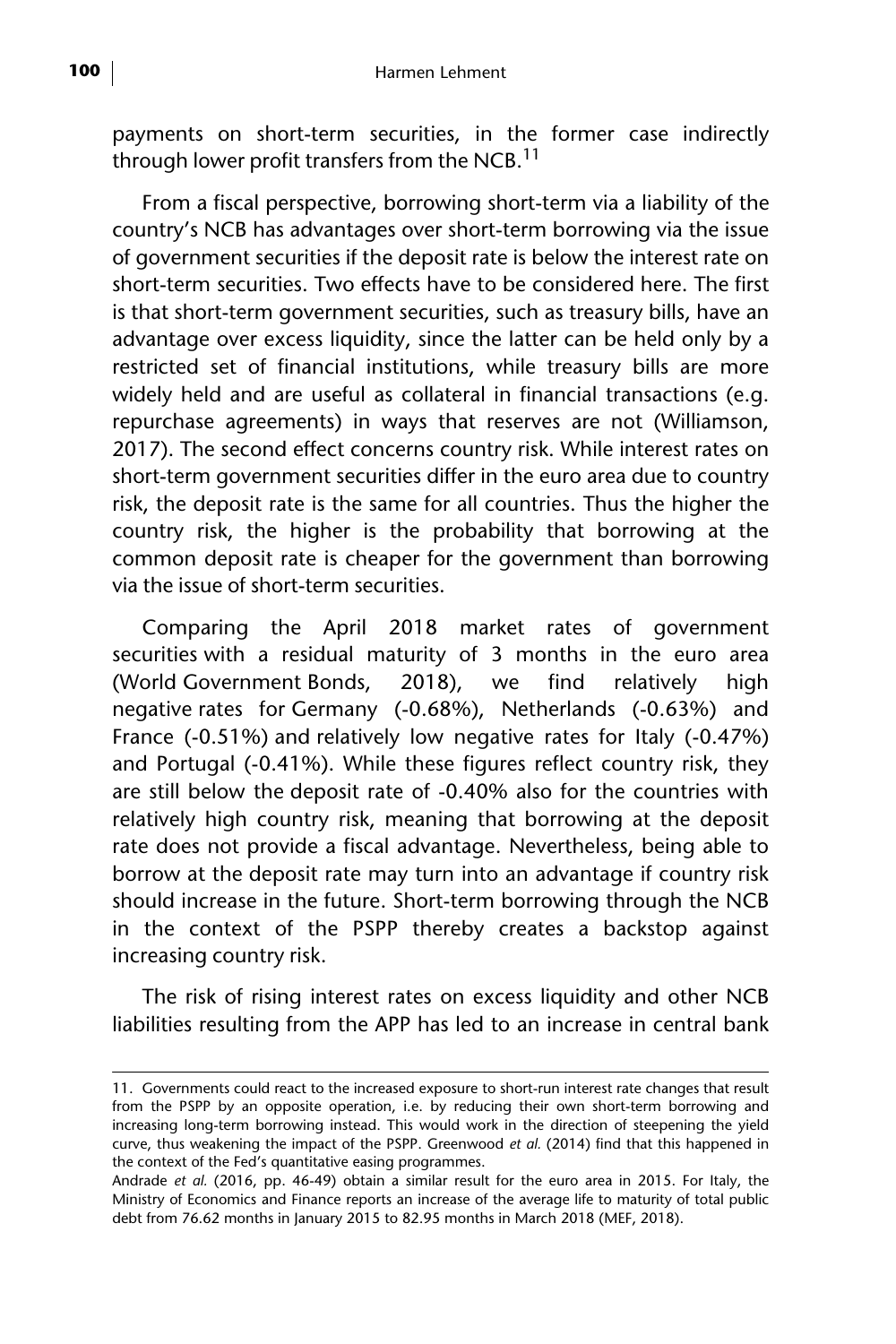payments on short-term securities, in the former case indirectly through lower profit transfers from the NCB.[11]

From a fiscal perspective, borrowing short-term via a liability of the country's NCB has advantages over short-term borrowing via the issue of government securities if the deposit rate is below the interest rate on short-term securities. Two effects have to be considered here. The first is that short-term government securities, such as treasury bills, have an advantage over excess liquidity, since the latter can be held only by a restricted set of financial institutions, while treasury bills are more widely held and are useful as collateral in financial transactions (e.g. repurchase agreements) in ways that reserves are not (Williamson, 2017). The second effect concerns country risk. While interest rates on short-term government securities differ in the euro area due to country risk, the deposit rate is the same for all countries. Thus the higher the country risk, the higher is the probability that borrowing at the common deposit rate is cheaper for the government than borrowing via the issue of short-term securities.

Comparing the April 2018 market rates of government securities with a residual maturity of 3 months in the euro area (World Government Bonds, 2018), we find relatively high negative rates for Germany (-0.68%), Netherlands (-0.63%) and France (-0.51%) and relatively low negative rates for Italy (-0.47%) and Portugal (-0.41%). While these figures reflect country risk, they are still below the deposit rate of -0.40% also for the countries with relatively high country risk, meaning that borrowing at the deposit rate does not provide a fiscal advantage. Nevertheless, being able to borrow at the deposit rate may turn into an advantage if country risk should increase in the future. Short-term borrowing through the NCB in the context of the PSPP thereby creates a backstop against increasing country risk.

The risk of rising interest rates on excess liquidity and other NCB liabilities resulting from the APP has led to an increase in central bank

---

11. Governments could react to the increased exposure to short-run interest rate changes that result from the PSPP by an opposite operation, i.e. by reducing their own short-term borrowing and increasing long-term borrowing instead. This would work in the direction of steepening the yield curve, thus weakening the impact of the PSPP. Greenwood *et al.* (2014) find that this happened in the context of the Fed's quantitative easing programmes.
Andrade *et al.* (2016, pp. 46-49) obtain a similar result for the euro area in 2015. For Italy, the Ministry of Economics and Finance reports an increase of the average life to maturity of total public debt from 76.62 months in January 2015 to 82.95 months in March 2018 (MEF, 2018).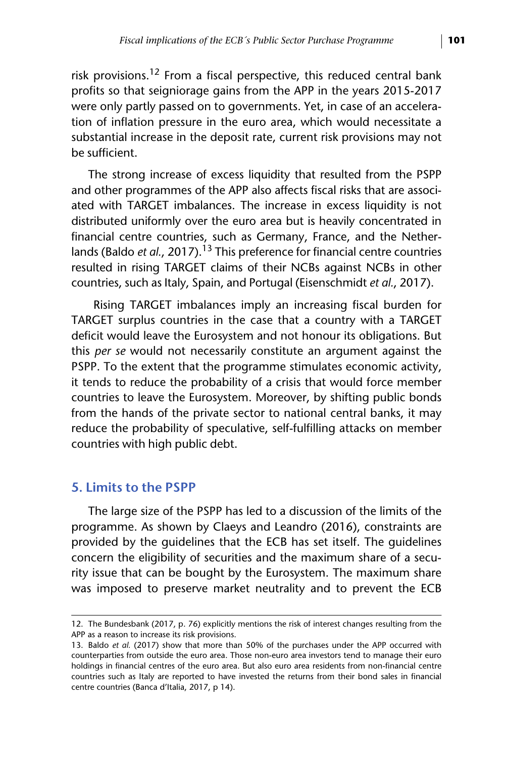risk provisions.[12] From a fiscal perspective, this reduced central bank profits so that seigniorage gains from the APP in the years 2015-2017 were only partly passed on to governments. Yet, in case of an acceleration of inflation pressure in the euro area, which would necessitate a substantial increase in the deposit rate, current risk provisions may not be sufficient.

The strong increase of excess liquidity that resulted from the PSPP and other programmes of the APP also affects fiscal risks that are associated with TARGET imbalances. The increase in excess liquidity is not distributed uniformly over the euro area but is heavily concentrated in financial centre countries, such as Germany, France, and the Netherlands (Baldo *et al.*, 2017).[13] This preference for financial centre countries resulted in rising TARGET claims of their NCBs against NCBs in other countries, such as Italy, Spain, and Portugal (Eisenschmidt *et al.*, 2017).

Rising TARGET imbalances imply an increasing fiscal burden for TARGET surplus countries in the case that a country with a TARGET deficit would leave the Eurosystem and not honour its obligations. But this *per se* would not necessarily constitute an argument against the PSPP. To the extent that the programme stimulates economic activity, it tends to reduce the probability of a crisis that would force member countries to leave the Eurosystem. Moreover, by shifting public bonds from the hands of the private sector to national central banks, it may reduce the probability of speculative, self-fulfilling attacks on member countries with high public debt.

## 5. Limits to the PSPP

The large size of the PSPP has led to a discussion of the limits of the programme. As shown by Claeys and Leandro (2016), constraints are provided by the guidelines that the ECB has set itself. The guidelines concern the eligibility of securities and the maximum share of a security issue that can be bought by the Eurosystem. The maximum share was imposed to preserve market neutrality and to prevent the ECB

---

12. The Bundesbank (2017, p. 76) explicitly mentions the risk of interest changes resulting from the APP as a reason to increase its risk provisions.

13. Baldo *et al.* (2017) show that more than 50% of the purchases under the APP occurred with counterparties from outside the euro area. Those non-euro area investors tend to manage their euro holdings in financial centres of the euro area. But also euro area residents from non-financial centre countries such as Italy are reported to have invested the returns from their bond sales in financial centre countries (Banca d'Italia, 2017, p 14).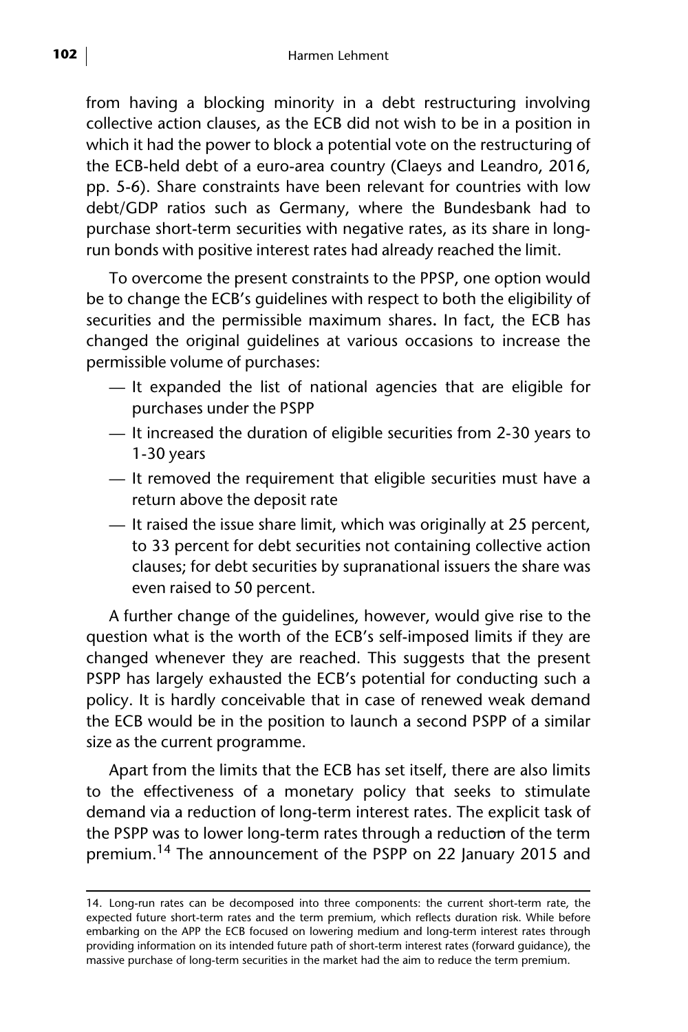from having a blocking minority in a debt restructuring involving collective action clauses, as the ECB did not wish to be in a position in which it had the power to block a potential vote on the restructuring of the ECB-held debt of a euro-area country (Claeys and Leandro, 2016, pp. 5-6). Share constraints have been relevant for countries with low debt/GDP ratios such as Germany, where the Bundesbank had to purchase short-term securities with negative rates, as its share in long-run bonds with positive interest rates had already reached the limit.

To overcome the present constraints to the PPSP, one option would be to change the ECB's guidelines with respect to both the eligibility of securities and the permissible maximum shares**.** In fact, the ECB has changed the original guidelines at various occasions to increase the permissible volume of purchases:

- It expanded the list of national agencies that are eligible for purchases under the PSPP
- It increased the duration of eligible securities from 2-30 years to 1-30 years
- It removed the requirement that eligible securities must have a return above the deposit rate
- It raised the issue share limit, which was originally at 25 percent, to 33 percent for debt securities not containing collective action clauses; for debt securities by supranational issuers the share was even raised to 50 percent.

A further change of the guidelines, however, would give rise to the question what is the worth of the ECB's self-imposed limits if they are changed whenever they are reached. This suggests that the present PSPP has largely exhausted the ECB's potential for conducting such a policy. It is hardly conceivable that in case of renewed weak demand the ECB would be in the position to launch a second PSPP of a similar size as the current programme.

Apart from the limits that the ECB has set itself, there are also limits to the effectiveness of a monetary policy that seeks to stimulate demand via a reduction of long-term interest rates. The explicit task of the PSPP was to lower long-term rates through a reduction of the term premium.[14] The announcement of the PSPP on 22 January 2015 and

---

14. Long-run rates can be decomposed into three components: the current short-term rate, the expected future short-term rates and the term premium, which reflects duration risk. While before embarking on the APP the ECB focused on lowering medium and long-term interest rates through providing information on its intended future path of short-term interest rates (forward guidance), the massive purchase of long-term securities in the market had the aim to reduce the term premium.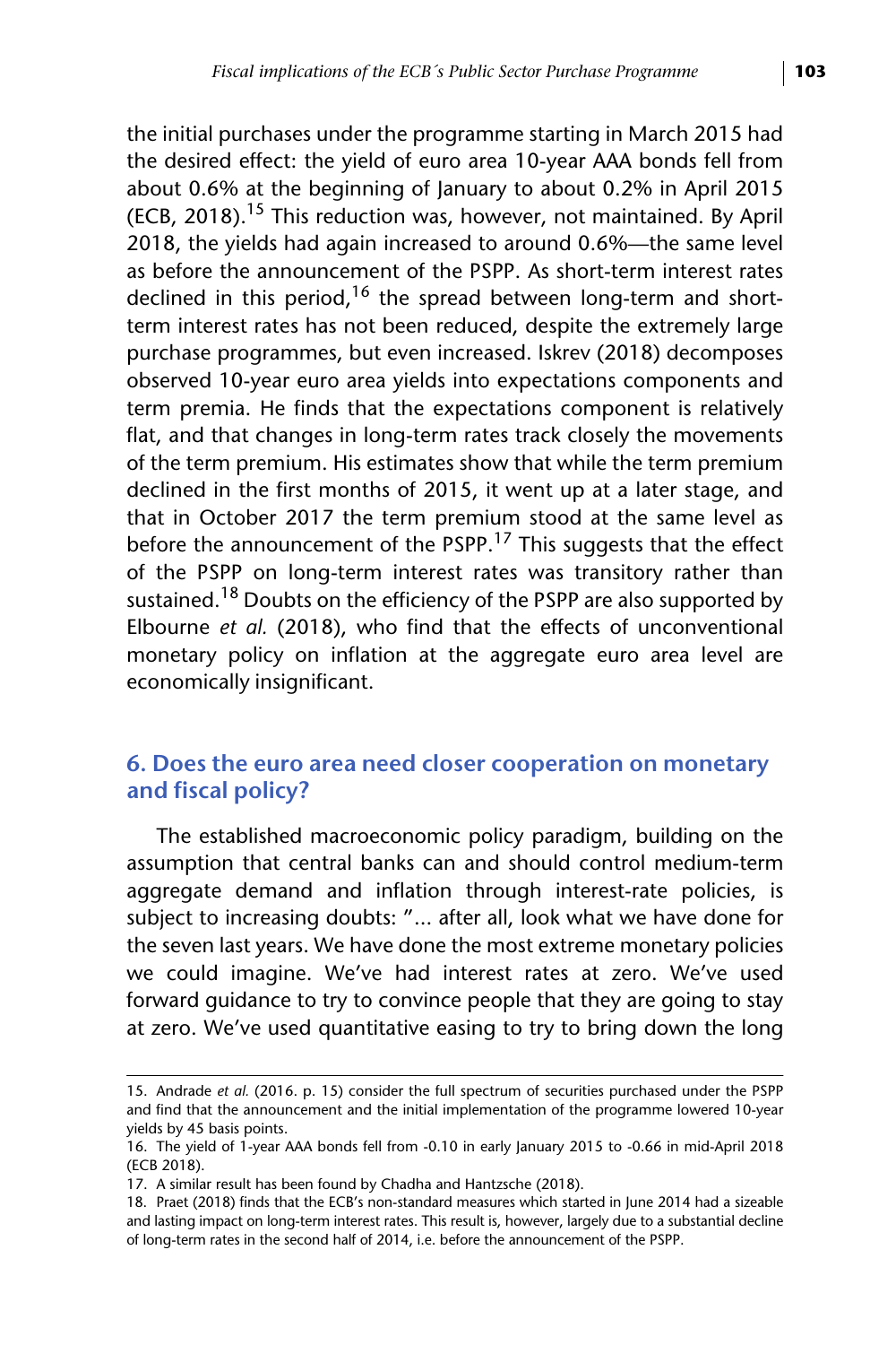the initial purchases under the programme starting in March 2015 had the desired effect: the yield of euro area 10-year AAA bonds fell from about 0.6% at the beginning of January to about 0.2% in April 2015 (ECB, 2018).[15] This reduction was, however, not maintained. By April 2018, the yields had again increased to around 0.6%—the same level as before the announcement of the PSPP. As short-term interest rates declined in this period,[16] the spread between long-term and short-term interest rates has not been reduced, despite the extremely large purchase programmes, but even increased. Iskrev (2018) decomposes observed 10-year euro area yields into expectations components and term premia. He finds that the expectations component is relatively flat, and that changes in long-term rates track closely the movements of the term premium. His estimates show that while the term premium declined in the first months of 2015, it went up at a later stage, and that in October 2017 the term premium stood at the same level as before the announcement of the PSPP.[17] This suggests that the effect of the PSPP on long-term interest rates was transitory rather than sustained.[18] Doubts on the efficiency of the PSPP are also supported by Elbourne *et al.* (2018), who find that the effects of unconventional monetary policy on inflation at the aggregate euro area level are economically insignificant.

## 6. Does the euro area need closer cooperation on monetary and fiscal policy?

The established macroeconomic policy paradigm, building on the assumption that central banks can and should control medium-term aggregate demand and inflation through interest-rate policies, is subject to increasing doubts: "... after all, look what we have done for the seven last years. We have done the most extreme monetary policies we could imagine. We've had interest rates at zero. We've used forward guidance to try to convince people that they are going to stay at zero. We've used quantitative easing to try to bring down the long

15. Andrade *et al.* (2016. p. 15) consider the full spectrum of securities purchased under the PSPP and find that the announcement and the initial implementation of the programme lowered 10-year yields by 45 basis points.

16. The yield of 1-year AAA bonds fell from -0.10 in early January 2015 to -0.66 in mid-April 2018 (ECB 2018).

17. A similar result has been found by Chadha and Hantzsche (2018).

18. Praet (2018) finds that the ECB's non-standard measures which started in June 2014 had a sizeable and lasting impact on long-term interest rates. This result is, however, largely due to a substantial decline of long-term rates in the second half of 2014, i.e. before the announcement of the PSPP.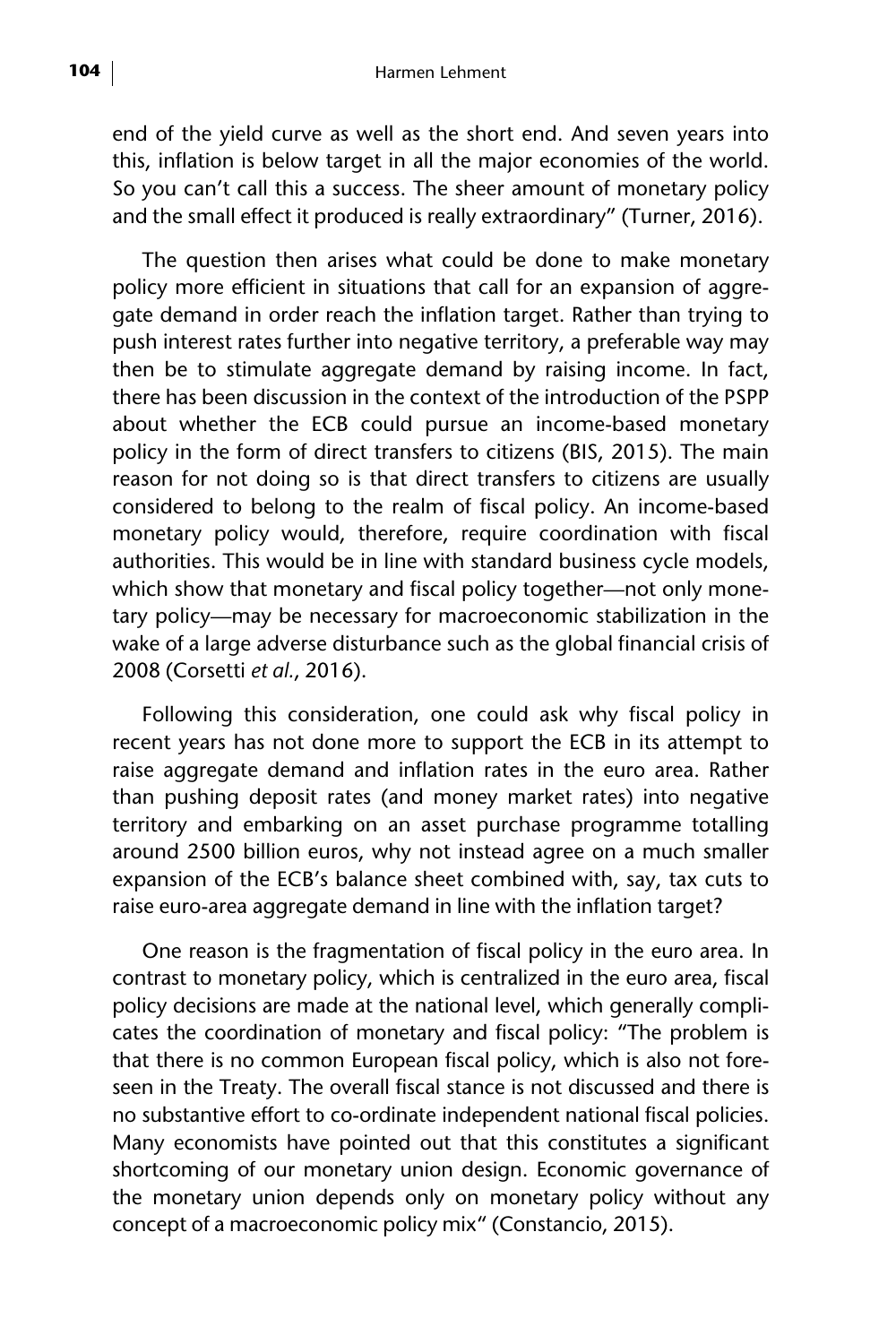end of the yield curve as well as the short end. And seven years into this, inflation is below target in all the major economies of the world. So you can't call this a success. The sheer amount of monetary policy and the small effect it produced is really extraordinary" (Turner, 2016).

The question then arises what could be done to make monetary policy more efficient in situations that call for an expansion of aggregate demand in order reach the inflation target. Rather than trying to push interest rates further into negative territory, a preferable way may then be to stimulate aggregate demand by raising income. In fact, there has been discussion in the context of the introduction of the PSPP about whether the ECB could pursue an income-based monetary policy in the form of direct transfers to citizens (BIS, 2015). The main reason for not doing so is that direct transfers to citizens are usually considered to belong to the realm of fiscal policy. An income-based monetary policy would, therefore, require coordination with fiscal authorities. This would be in line with standard business cycle models, which show that monetary and fiscal policy together—not only monetary policy—may be necessary for macroeconomic stabilization in the wake of a large adverse disturbance such as the global financial crisis of 2008 (Corsetti *et al.*, 2016).

Following this consideration, one could ask why fiscal policy in recent years has not done more to support the ECB in its attempt to raise aggregate demand and inflation rates in the euro area. Rather than pushing deposit rates (and money market rates) into negative territory and embarking on an asset purchase programme totalling around 2500 billion euros, why not instead agree on a much smaller expansion of the ECB's balance sheet combined with, say, tax cuts to raise euro-area aggregate demand in line with the inflation target?

One reason is the fragmentation of fiscal policy in the euro area. In contrast to monetary policy, which is centralized in the euro area, fiscal policy decisions are made at the national level, which generally complicates the coordination of monetary and fiscal policy: "The problem is that there is no common European fiscal policy, which is also not foreseen in the Treaty. The overall fiscal stance is not discussed and there is no substantive effort to co-ordinate independent national fiscal policies. Many economists have pointed out that this constitutes a significant shortcoming of our monetary union design. Economic governance of the monetary union depends only on monetary policy without any concept of a macroeconomic policy mix" (Constancio, 2015).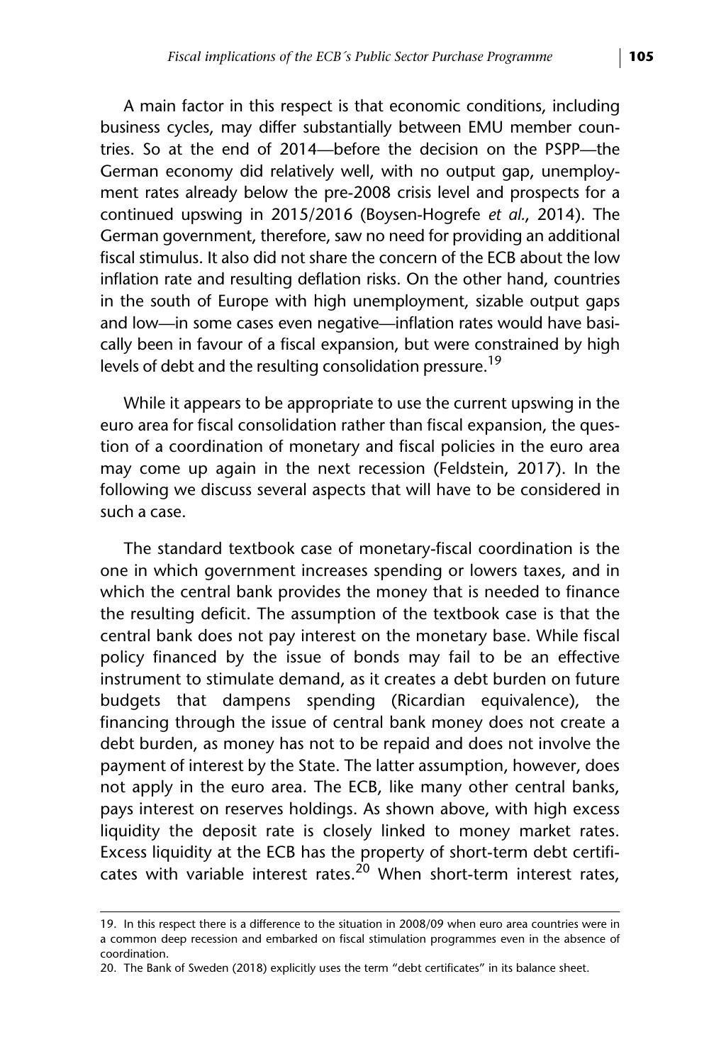A main factor in this respect is that economic conditions, including business cycles, may differ substantially between EMU member countries. So at the end of 2014—before the decision on the PSPP—the German economy did relatively well, with no output gap, unemployment rates already below the pre-2008 crisis level and prospects for a continued upswing in 2015/2016 (Boysen-Hogrefe *et al.*, 2014). The German government, therefore, saw no need for providing an additional fiscal stimulus. It also did not share the concern of the ECB about the low inflation rate and resulting deflation risks. On the other hand, countries in the south of Europe with high unemployment, sizable output gaps and low—in some cases even negative—inflation rates would have basically been in favour of a fiscal expansion, but were constrained by high levels of debt and the resulting consolidation pressure.[19]

While it appears to be appropriate to use the current upswing in the euro area for fiscal consolidation rather than fiscal expansion, the question of a coordination of monetary and fiscal policies in the euro area may come up again in the next recession (Feldstein, 2017). In the following we discuss several aspects that will have to be considered in such a case.

The standard textbook case of monetary-fiscal coordination is the one in which government increases spending or lowers taxes, and in which the central bank provides the money that is needed to finance the resulting deficit. The assumption of the textbook case is that the central bank does not pay interest on the monetary base. While fiscal policy financed by the issue of bonds may fail to be an effective instrument to stimulate demand, as it creates a debt burden on future budgets that dampens spending (Ricardian equivalence), the financing through the issue of central bank money does not create a debt burden, as money has not to be repaid and does not involve the payment of interest by the State. The latter assumption, however, does not apply in the euro area. The ECB, like many other central banks, pays interest on reserves holdings. As shown above, with high excess liquidity the deposit rate is closely linked to money market rates. Excess liquidity at the ECB has the property of short-term debt certificates with variable interest rates.[20] When short-term interest rates,

19. In this respect there is a difference to the situation in 2008/09 when euro area countries were in a common deep recession and embarked on fiscal stimulation programmes even in the absence of coordination.

20. The Bank of Sweden (2018) explicitly uses the term "debt certificates" in its balance sheet.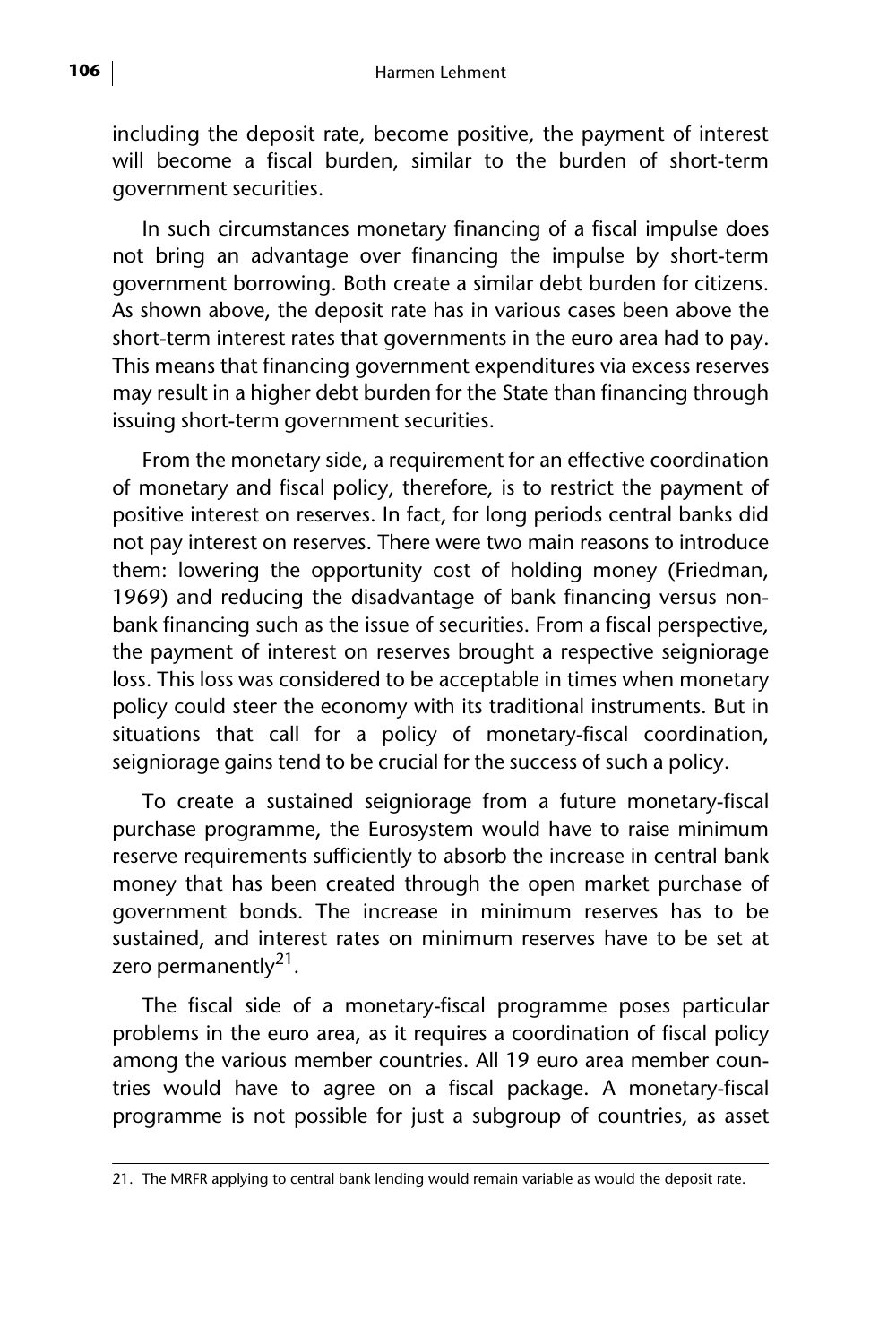including the deposit rate, become positive, the payment of interest will become a fiscal burden, similar to the burden of short-term government securities.

In such circumstances monetary financing of a fiscal impulse does not bring an advantage over financing the impulse by short-term government borrowing. Both create a similar debt burden for citizens. As shown above, the deposit rate has in various cases been above the short-term interest rates that governments in the euro area had to pay. This means that financing government expenditures via excess reserves may result in a higher debt burden for the State than financing through issuing short-term government securities.

From the monetary side, a requirement for an effective coordination of monetary and fiscal policy, therefore, is to restrict the payment of positive interest on reserves. In fact, for long periods central banks did not pay interest on reserves. There were two main reasons to introduce them: lowering the opportunity cost of holding money (Friedman, 1969) and reducing the disadvantage of bank financing versus non-bank financing such as the issue of securities. From a fiscal perspective, the payment of interest on reserves brought a respective seigniorage loss. This loss was considered to be acceptable in times when monetary policy could steer the economy with its traditional instruments. But in situations that call for a policy of monetary-fiscal coordination, seigniorage gains tend to be crucial for the success of such a policy.

To create a sustained seigniorage from a future monetary-fiscal purchase programme, the Eurosystem would have to raise minimum reserve requirements sufficiently to absorb the increase in central bank money that has been created through the open market purchase of government bonds. The increase in minimum reserves has to be sustained, and interest rates on minimum reserves have to be set at zero permanently[21].

The fiscal side of a monetary-fiscal programme poses particular problems in the euro area, as it requires a coordination of fiscal policy among the various member countries. All 19 euro area member countries would have to agree on a fiscal package. A monetary-fiscal programme is not possible for just a subgroup of countries, as asset

21. The MRFR applying to central bank lending would remain variable as would the deposit rate.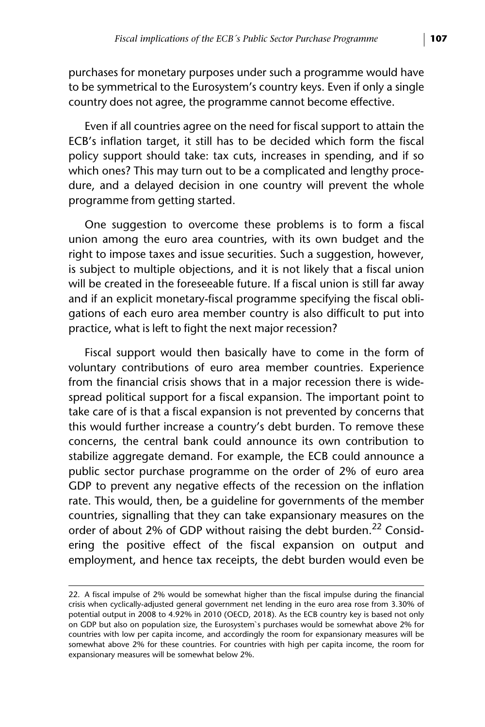purchases for monetary purposes under such a programme would have to be symmetrical to the Eurosystem's country keys. Even if only a single country does not agree, the programme cannot become effective.

Even if all countries agree on the need for fiscal support to attain the ECB's inflation target, it still has to be decided which form the fiscal policy support should take: tax cuts, increases in spending, and if so which ones? This may turn out to be a complicated and lengthy procedure, and a delayed decision in one country will prevent the whole programme from getting started.

One suggestion to overcome these problems is to form a fiscal union among the euro area countries, with its own budget and the right to impose taxes and issue securities. Such a suggestion, however, is subject to multiple objections, and it is not likely that a fiscal union will be created in the foreseeable future. If a fiscal union is still far away and if an explicit monetary-fiscal programme specifying the fiscal obligations of each euro area member country is also difficult to put into practice, what is left to fight the next major recession?

Fiscal support would then basically have to come in the form of voluntary contributions of euro area member countries. Experience from the financial crisis shows that in a major recession there is widespread political support for a fiscal expansion. The important point to take care of is that a fiscal expansion is not prevented by concerns that this would further increase a country's debt burden. To remove these concerns, the central bank could announce its own contribution to stabilize aggregate demand. For example, the ECB could announce a public sector purchase programme on the order of 2% of euro area GDP to prevent any negative effects of the recession on the inflation rate. This would, then, be a guideline for governments of the member countries, signalling that they can take expansionary measures on the order of about 2% of GDP without raising the debt burden.[22] Considering the positive effect of the fiscal expansion on output and employment, and hence tax receipts, the debt burden would even be

22. A fiscal impulse of 2% would be somewhat higher than the fiscal impulse during the financial crisis when cyclically-adjusted general government net lending in the euro area rose from 3.30% of potential output in 2008 to 4.92% in 2010 (OECD, 2018). As the ECB country key is based not only on GDP but also on population size, the Eurosystem`s purchases would be somewhat above 2% for countries with low per capita income, and accordingly the room for expansionary measures will be somewhat above 2% for these countries. For countries with high per capita income, the room for expansionary measures will be somewhat below 2%.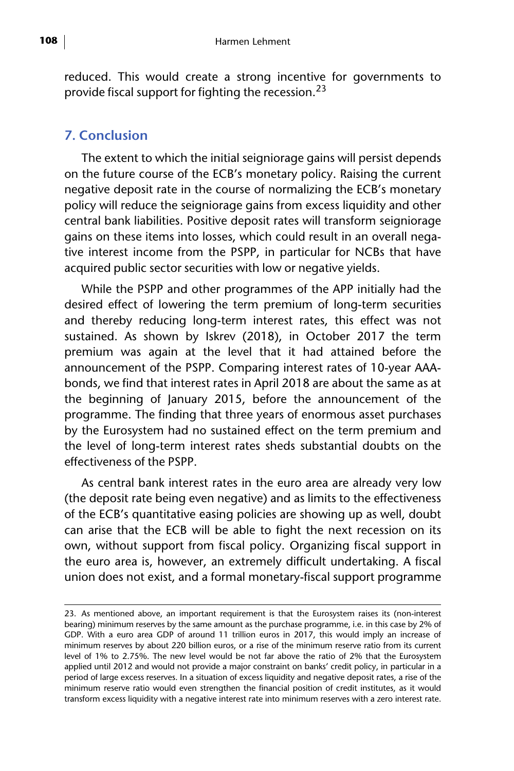reduced. This would create a strong incentive for governments to provide fiscal support for fighting the recession.[23]

## 7. Conclusion

The extent to which the initial seigniorage gains will persist depends on the future course of the ECB's monetary policy. Raising the current negative deposit rate in the course of normalizing the ECB's monetary policy will reduce the seigniorage gains from excess liquidity and other central bank liabilities. Positive deposit rates will transform seigniorage gains on these items into losses, which could result in an overall negative interest income from the PSPP, in particular for NCBs that have acquired public sector securities with low or negative yields.

While the PSPP and other programmes of the APP initially had the desired effect of lowering the term premium of long-term securities and thereby reducing long-term interest rates, this effect was not sustained. As shown by Iskrev (2018), in October 2017 the term premium was again at the level that it had attained before the announcement of the PSPP. Comparing interest rates of 10-year AAA-bonds, we find that interest rates in April 2018 are about the same as at the beginning of January 2015, before the announcement of the programme. The finding that three years of enormous asset purchases by the Eurosystem had no sustained effect on the term premium and the level of long-term interest rates sheds substantial doubts on the effectiveness of the PSPP.

As central bank interest rates in the euro area are already very low (the deposit rate being even negative) and as limits to the effectiveness of the ECB's quantitative easing policies are showing up as well, doubt can arise that the ECB will be able to fight the next recession on its own, without support from fiscal policy. Organizing fiscal support in the euro area is, however, an extremely difficult undertaking. A fiscal union does not exist, and a formal monetary-fiscal support programme

---

23. As mentioned above, an important requirement is that the Eurosystem raises its (non-interest bearing) minimum reserves by the same amount as the purchase programme, i.e. in this case by 2% of GDP. With a euro area GDP of around 11 trillion euros in 2017, this would imply an increase of minimum reserves by about 220 billion euros, or a rise of the minimum reserve ratio from its current level of 1% to 2.75%. The new level would be not far above the ratio of 2% that the Eurosystem applied until 2012 and would not provide a major constraint on banks' credit policy, in particular in a period of large excess reserves. In a situation of excess liquidity and negative deposit rates, a rise of the minimum reserve ratio would even strengthen the financial position of credit institutes, as it would transform excess liquidity with a negative interest rate into minimum reserves with a zero interest rate.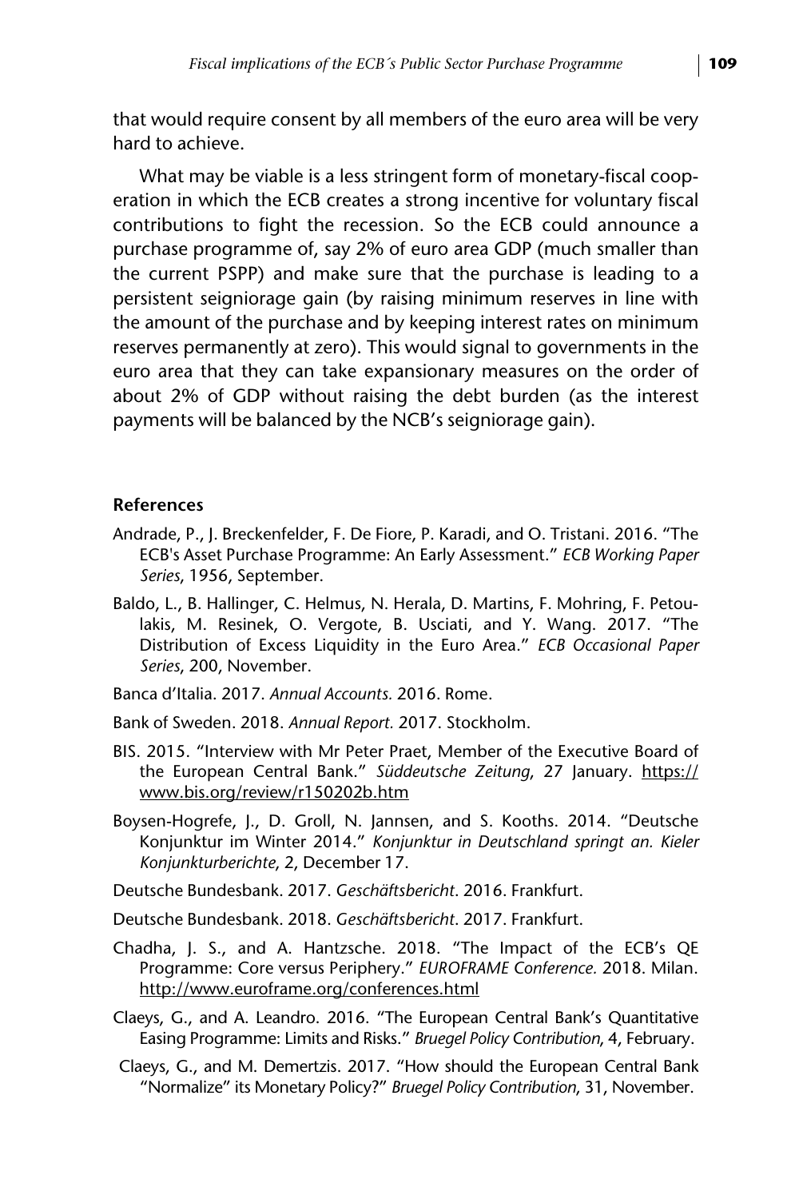that would require consent by all members of the euro area will be very hard to achieve.

What may be viable is a less stringent form of monetary-fiscal cooperation in which the ECB creates a strong incentive for voluntary fiscal contributions to fight the recession. So the ECB could announce a purchase programme of, say 2% of euro area GDP (much smaller than the current PSPP) and make sure that the purchase is leading to a persistent seigniorage gain (by raising minimum reserves in line with the amount of the purchase and by keeping interest rates on minimum reserves permanently at zero). This would signal to governments in the euro area that they can take expansionary measures on the order of about 2% of GDP without raising the debt burden (as the interest payments will be balanced by the NCB's seigniorage gain).

## References

Andrade, P., J. Breckenfelder, F. De Fiore, P. Karadi, and O. Tristani. 2016. "The ECB's Asset Purchase Programme: An Early Assessment." *ECB Working Paper Series*, 1956, September.

Baldo, L., B. Hallinger, C. Helmus, N. Herala, D. Martins, F. Mohring, F. Petoulakis, M. Resinek, O. Vergote, B. Usciati, and Y. Wang. 2017. "The Distribution of Excess Liquidity in the Euro Area." *ECB Occasional Paper Series*, 200, November.

Banca d'Italia. 2017. *Annual Accounts.* 2016. Rome.

Bank of Sweden. 2018. *Annual Report.* 2017. Stockholm.

BIS. 2015. "Interview with Mr Peter Praet, Member of the Executive Board of the European Central Bank." *Süddeutsche Zeitung*, 27 January. https://www.bis.org/review/r150202b.htm

Boysen-Hogrefe, J., D. Groll, N. Jannsen, and S. Kooths. 2014. "Deutsche Konjunktur im Winter 2014." *Konjunktur in Deutschland springt an. Kieler Konjunkturberichte*, 2, December 17.

Deutsche Bundesbank. 2017. *Geschäftsbericht*. 2016. Frankfurt.

Deutsche Bundesbank. 2018. *Geschäftsbericht*. 2017. Frankfurt.

Chadha, J. S., and A. Hantzsche. 2018. "The Impact of the ECB's QE Programme: Core versus Periphery." *EUROFRAME Conference.* 2018. Milan. http://www.euroframe.org/conferences.html

Claeys, G., and A. Leandro. 2016. "The European Central Bank's Quantitative Easing Programme: Limits and Risks." *Bruegel Policy Contribution*, 4, February.

Claeys, G., and M. Demertzis. 2017. "How should the European Central Bank "Normalize" its Monetary Policy?" *Bruegel Policy Contribution*, 31, November.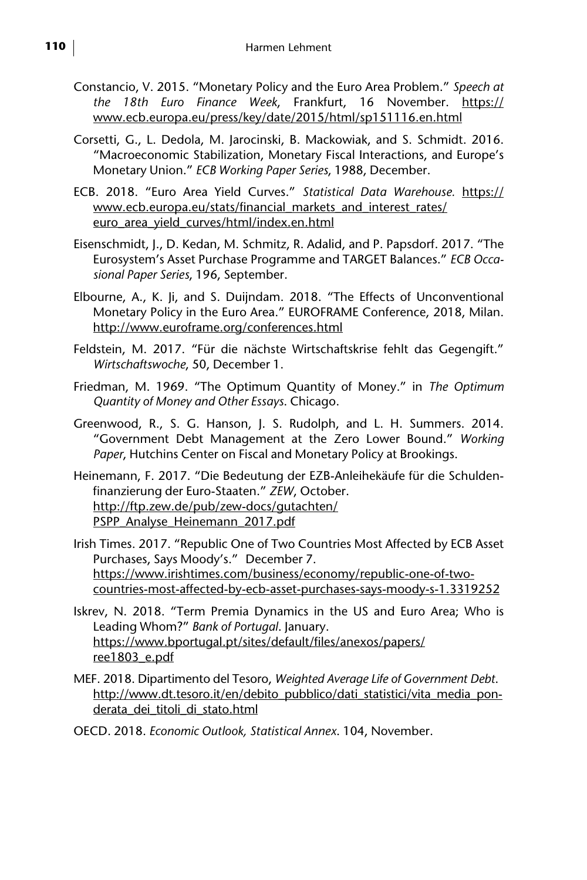Constancio, V. 2015. "Monetary Policy and the Euro Area Problem." *Speech at the 18th Euro Finance Week*, Frankfurt, 16 November. https://www.ecb.europa.eu/press/key/date/2015/html/sp151116.en.html

Corsetti, G., L. Dedola, M. Jarocinski, B. Mackowiak, and S. Schmidt. 2016. "Macroeconomic Stabilization, Monetary Fiscal Interactions, and Europe's Monetary Union." *ECB Working Paper Series*, 1988, December.

ECB. 2018. "Euro Area Yield Curves." *Statistical Data Warehouse.* https://www.ecb.europa.eu/stats/financial_markets_and_interest_rates/euro_area_yield_curves/html/index.en.html

Eisenschmidt, J., D. Kedan, M. Schmitz, R. Adalid, and P. Papsdorf. 2017. "The Eurosystem's Asset Purchase Programme and TARGET Balances." *ECB Occasional Paper Series*, 196, September.

Elbourne, A., K. Ji, and S. Duijndam. 2018. "The Effects of Unconventional Monetary Policy in the Euro Area." EUROFRAME Conference, 2018, Milan. http://www.euroframe.org/conferences.html

Feldstein, M. 2017. "Für die nächste Wirtschaftskrise fehlt das Gegengift." *Wirtschaftswoche*, 50, December 1.

Friedman, M. 1969. "The Optimum Quantity of Money." in *The Optimum Quantity of Money and Other Essays*. Chicago.

Greenwood, R., S. G. Hanson, J. S. Rudolph, and L. H. Summers. 2014. "Government Debt Management at the Zero Lower Bound." *Working Paper*, Hutchins Center on Fiscal and Monetary Policy at Brookings.

Heinemann, F. 2017. "Die Bedeutung der EZB-Anleihekäufe für die Schuldenfinanzierung der Euro-Staaten." *ZEW*, October. http://ftp.zew.de/pub/zew-docs/gutachten/PSPP_Analyse_Heinemann_2017.pdf

Irish Times. 2017. "Republic One of Two Countries Most Affected by ECB Asset Purchases, Says Moody's." December 7. https://www.irishtimes.com/business/economy/republic-one-of-two-countries-most-affected-by-ecb-asset-purchases-says-moody-s-1.3319252

Iskrev, N. 2018. "Term Premia Dynamics in the US and Euro Area; Who is Leading Whom?" *Bank of Portugal*. January. https://www.bportugal.pt/sites/default/files/anexos/papers/ree1803_e.pdf

MEF. 2018. Dipartimento del Tesoro, *Weighted Average Life of Government Debt*. http://www.dt.tesoro.it/en/debito_pubblico/dati_statistici/vita_media_ponderata_dei_titoli_di_stato.html

OECD. 2018. *Economic Outlook, Statistical Annex*. 104, November.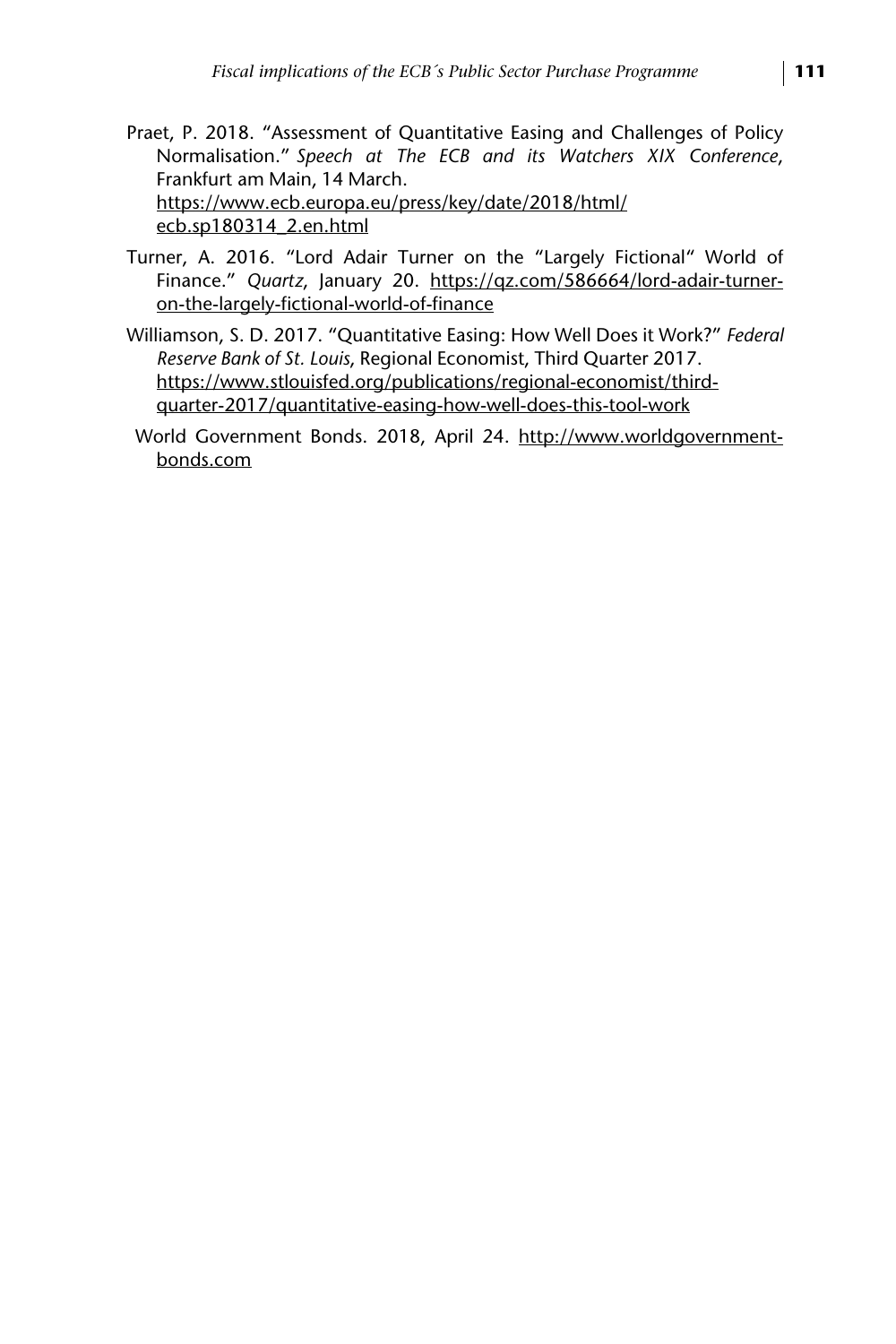Praet, P. 2018. "Assessment of Quantitative Easing and Challenges of Policy Normalisation." *Speech at The ECB and its Watchers XIX Conference*, Frankfurt am Main, 14 March. https://www.ecb.europa.eu/press/key/date/2018/html/ecb.sp180314_2.en.html

Turner, A. 2016. "Lord Adair Turner on the "Largely Fictional" World of Finance." *Quartz*, January 20. https://qz.com/586664/lord-adair-turner-on-the-largely-fictional-world-of-finance

Williamson, S. D. 2017. "Quantitative Easing: How Well Does it Work?" *Federal Reserve Bank of St. Louis*, Regional Economist, Third Quarter 2017. https://www.stlouisfed.org/publications/regional-economist/third-quarter-2017/quantitative-easing-how-well-does-this-tool-work

World Government Bonds. 2018, April 24. http://www.worldgovernmentbonds.com